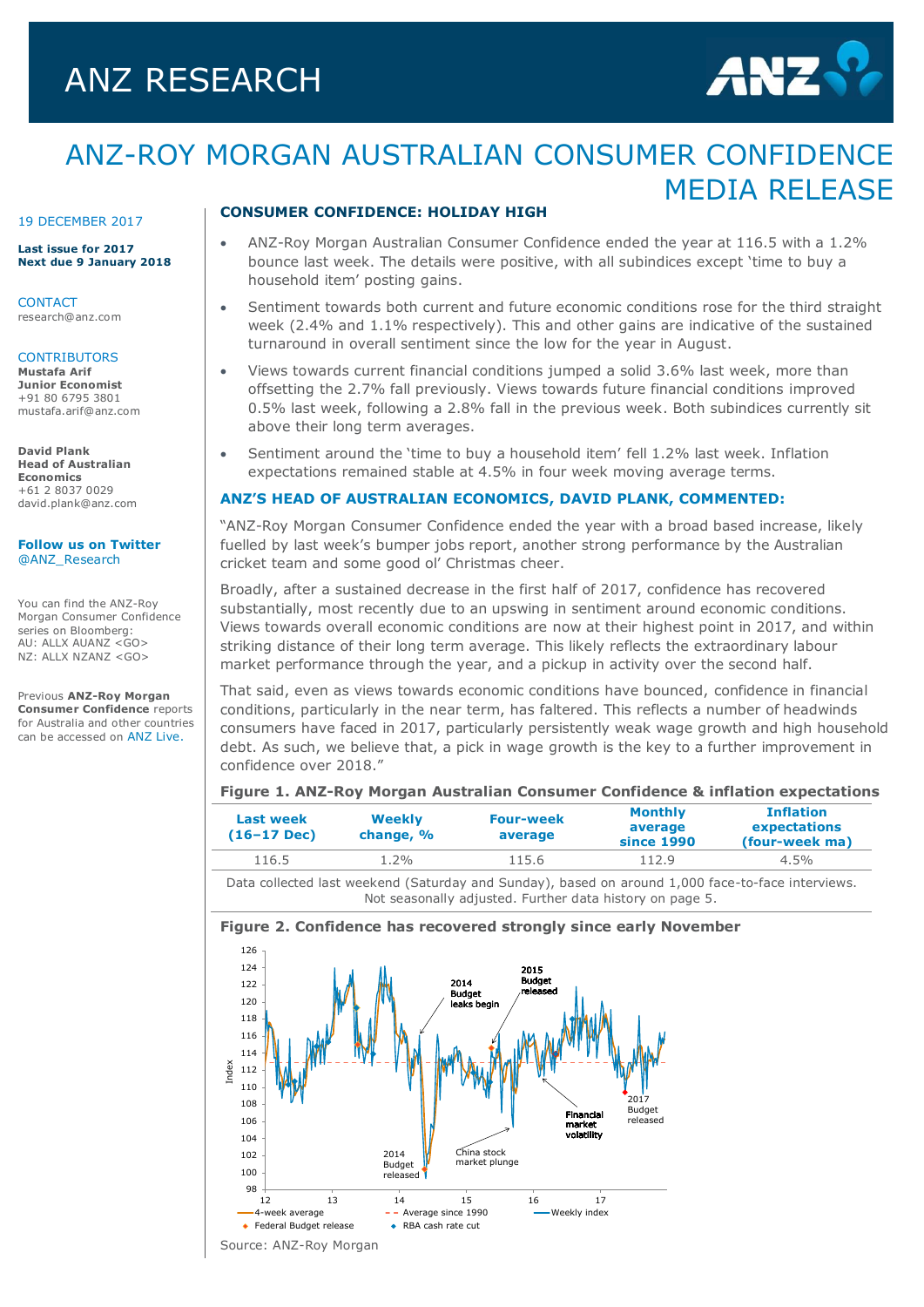# ANZ RESEARCH

# ANZ-ROY MORGAN AUSTRALIAN CONSUMER CONFIDENCE MEDIA RELEASE

19 DECEMBER 2017

**Last issue for 2017**
**Next due 9 January 2018**

CONTACT
research@anz.com

CONTRIBUTORS
**Mustafa Arif**
**Junior Economist**
+91 80 6795 3801
mustafa.arif@anz.com

**David Plank**
**Head of Australian Economics**
+61 2 8037 0029
david.plank@anz.com

**Follow us on Twitter**
@ANZ_Research

You can find the ANZ-Roy Morgan Consumer Confidence series on Bloomberg:
AU: ALLX AUANZ <GO>
NZ: ALLX NZANZ <GO>

Previous **ANZ-Roy Morgan Consumer Confidence** reports for Australia and other countries can be accessed on ANZ Live.

## CONSUMER CONFIDENCE: HOLIDAY HIGH

- ANZ-Roy Morgan Australian Consumer Confidence ended the year at 116.5 with a 1.2% bounce last week. The details were positive, with all subindices except 'time to buy a household item' posting gains.
- Sentiment towards both current and future economic conditions rose for the third straight week (2.4% and 1.1% respectively). This and other gains are indicative of the sustained turnaround in overall sentiment since the low for the year in August.
- Views towards current financial conditions jumped a solid 3.6% last week, more than offsetting the 2.7% fall previously. Views towards future financial conditions improved 0.5% last week, following a 2.8% fall in the previous week. Both subindices currently sit above their long term averages.
- Sentiment around the 'time to buy a household item' fell 1.2% last week. Inflation expectations remained stable at 4.5% in four week moving average terms.

## ANZ'S HEAD OF AUSTRALIAN ECONOMICS, DAVID PLANK, COMMENTED:

"ANZ-Roy Morgan Consumer Confidence ended the year with a broad based increase, likely fuelled by last week's bumper jobs report, another strong performance by the Australian cricket team and some good ol' Christmas cheer.

Broadly, after a sustained decrease in the first half of 2017, confidence has recovered substantially, most recently due to an upswing in sentiment around economic conditions. Views towards overall economic conditions are now at their highest point in 2017, and within striking distance of their long term average. This likely reflects the extraordinary labour market performance through the year, and a pickup in activity over the second half.

That said, even as views towards economic conditions have bounced, confidence in financial conditions, particularly in the near term, has faltered. This reflects a number of headwinds consumers have faced in 2017, particularly persistently weak wage growth and high household debt. As such, we believe that, a pick in wage growth is the key to a further improvement in confidence over 2018."

**Figure 1. ANZ-Roy Morgan Australian Consumer Confidence & inflation expectations**

| Last week (16–17 Dec) | Weekly change, % | Four-week average | Monthly average since 1990 | Inflation expectations (four-week ma) |
|---|---|---|---|---|
| 116.5 | 1.2% | 115.6 | 112.9 | 4.5% |

Data collected last weekend (Saturday and Sunday), based on around 1,000 face-to-face interviews. Not seasonally adjusted. Further data history on page 5.

**Figure 2. Confidence has recovered strongly since early November**

Source: ANZ-Roy Morgan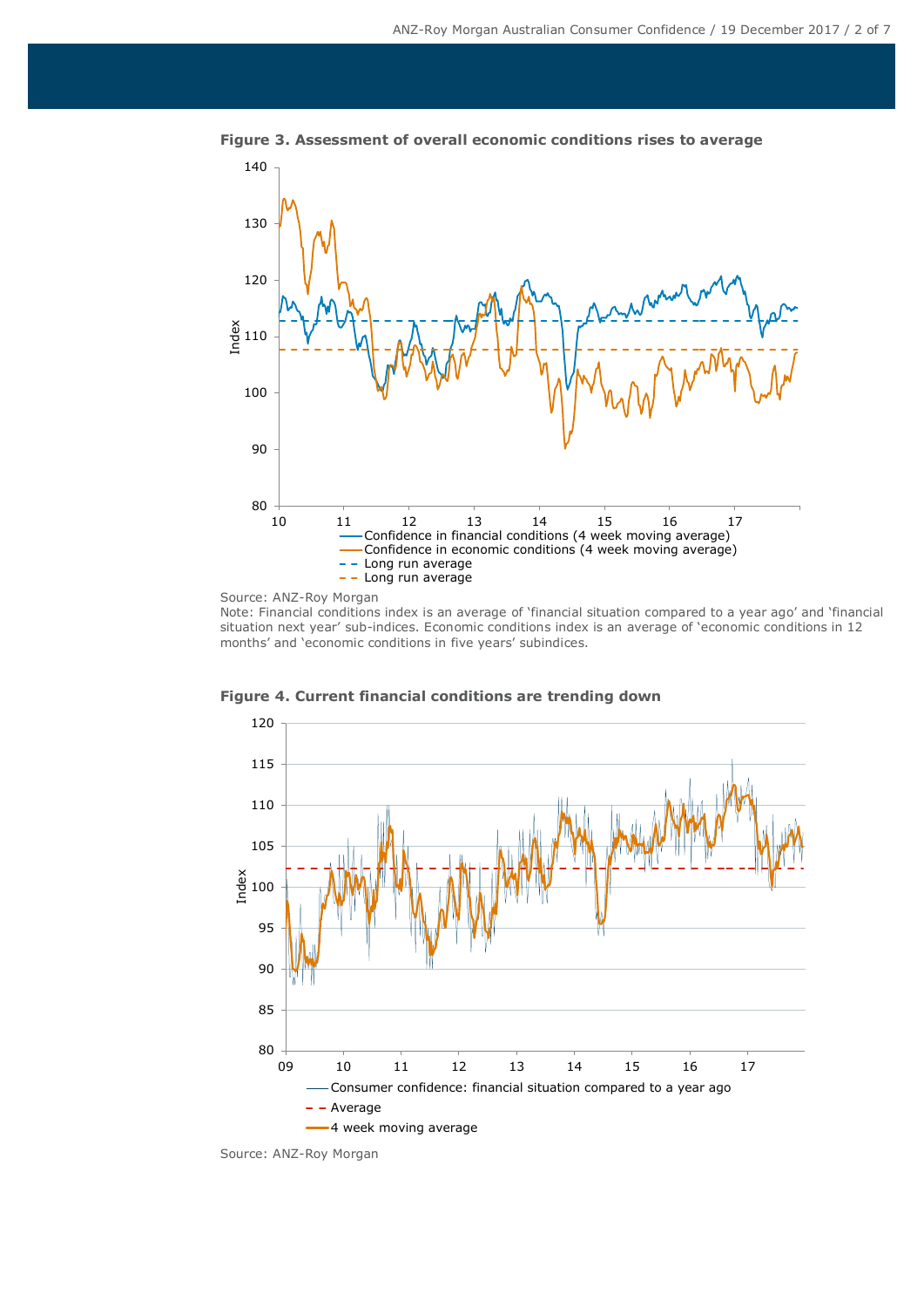**Figure 3. Assessment of overall economic conditions rises to average**

Source: ANZ-Roy Morgan

Note: Financial conditions index is an average of 'financial situation compared to a year ago' and 'financial situation next year' sub-indices. Economic conditions index is an average of 'economic conditions in 12 months' and 'economic conditions in five years' subindices.

**Figure 4. Current financial conditions are trending down**

Source: ANZ-Roy Morgan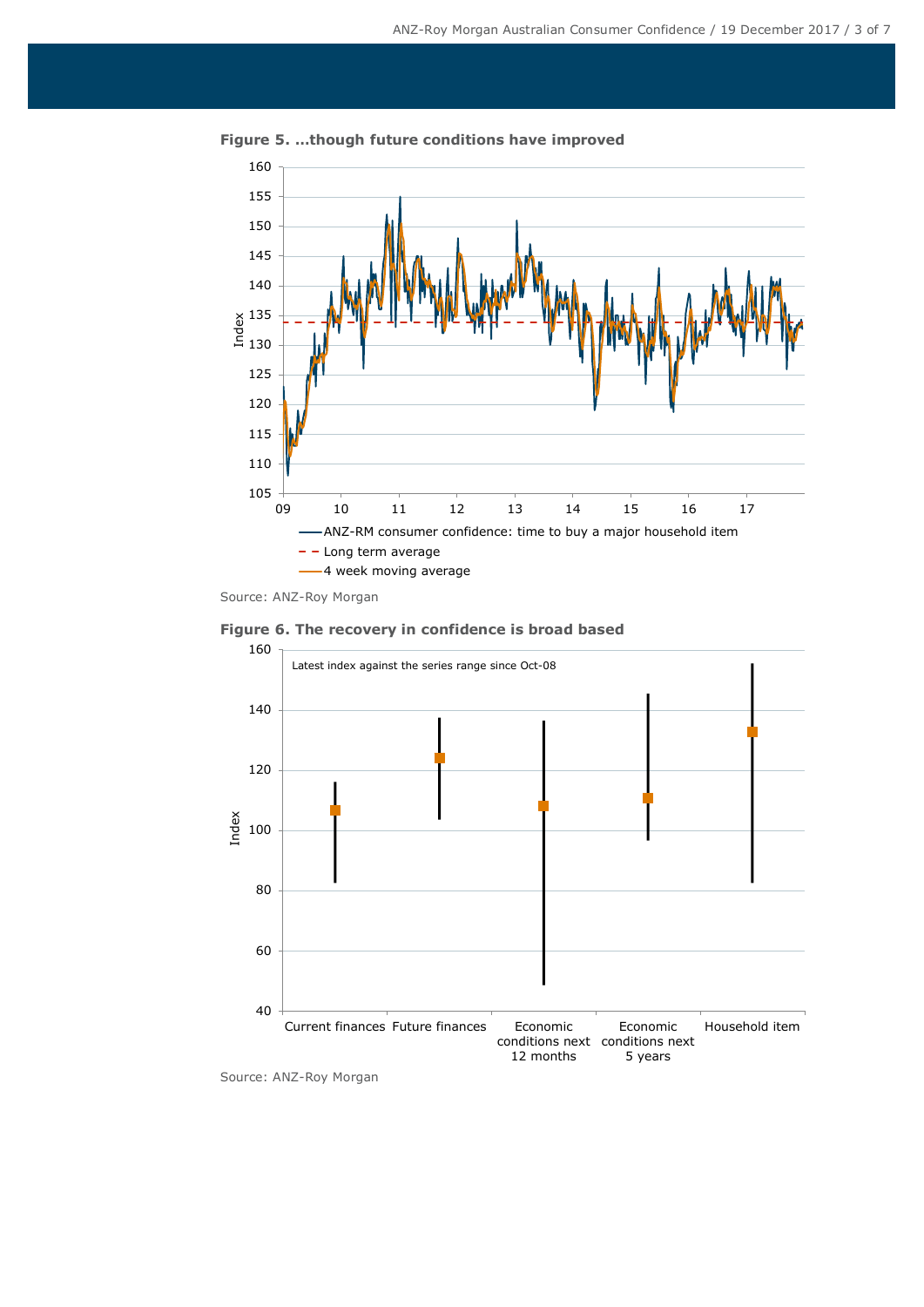**Figure 5. ...though future conditions have improved**

Source: ANZ-Roy Morgan

**Figure 6. The recovery in confidence is broad based**

Source: ANZ-Roy Morgan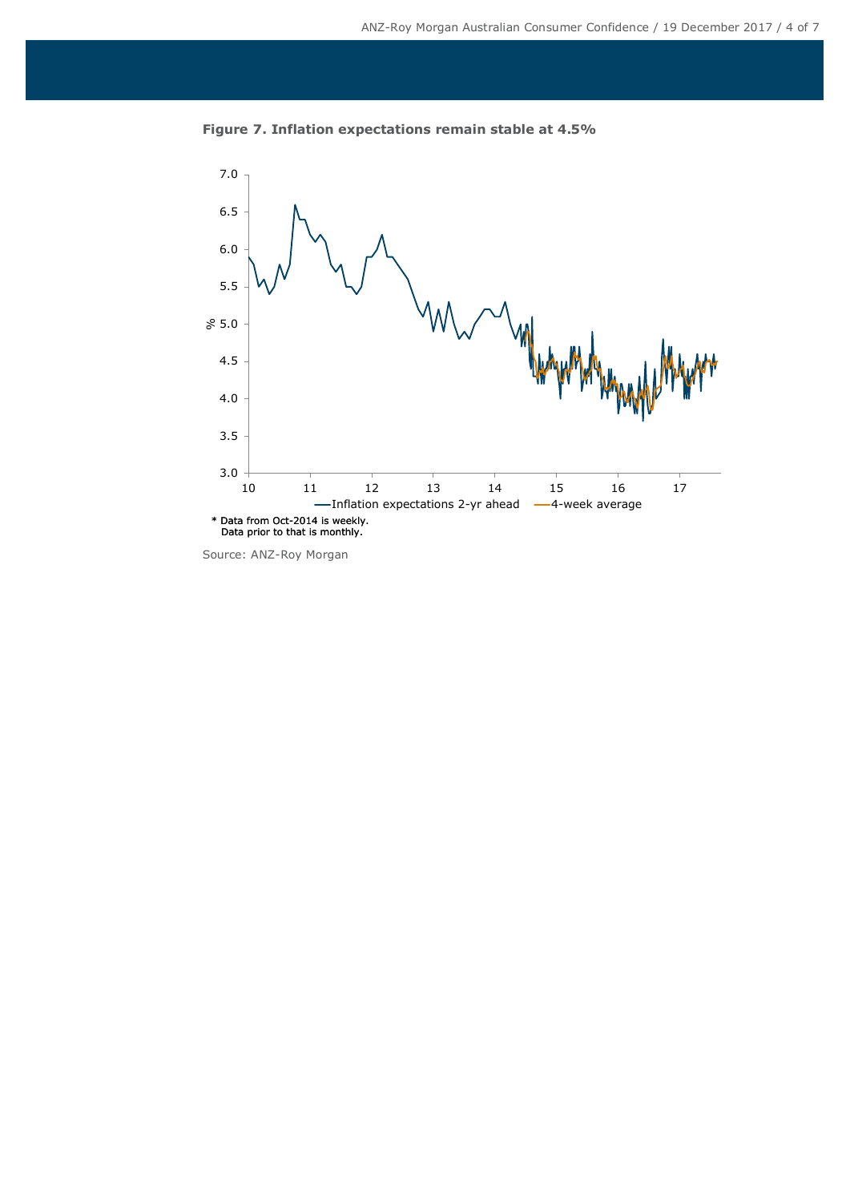**Figure 7. Inflation expectations remain stable at 4.5%**

\* Data from Oct-2014 is weekly.
Data prior to that is monthly.

Source: ANZ-Roy Morgan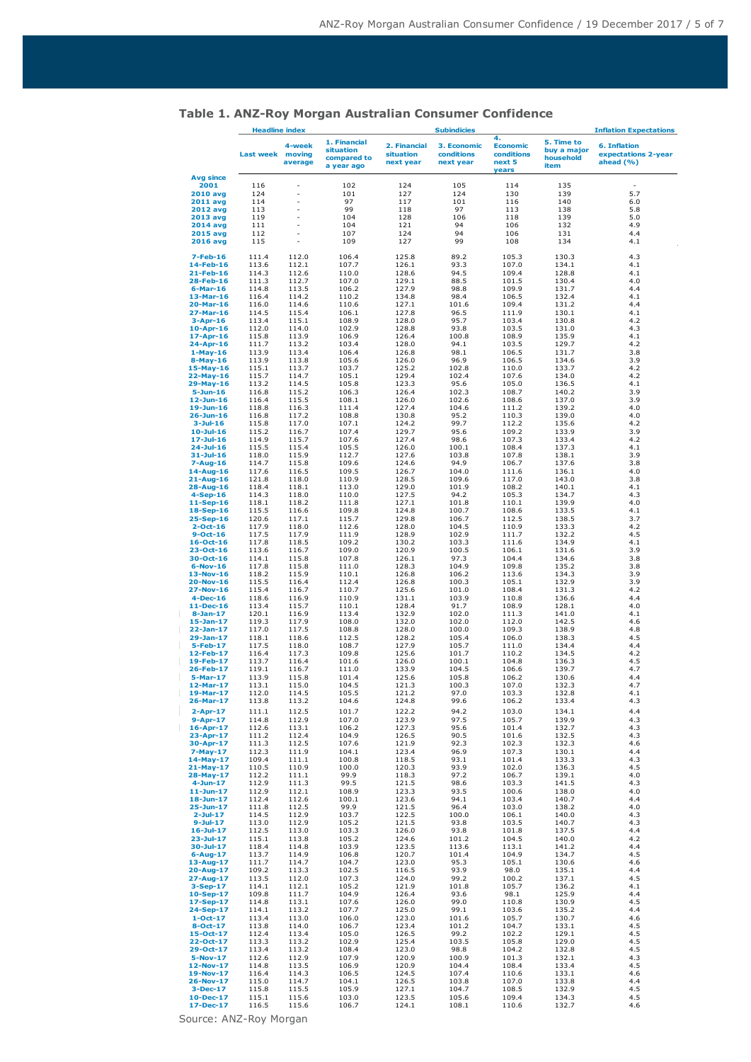## Table 1. ANZ-Roy Morgan Australian Consumer Confidence

| | Headline index | | Subindicies | | | | | Inflation Expectations |
|---|---|---|---|---|---|---|---|---|
| | Last week | 4-week moving average | 1. Financial situation compared to a year ago | 2. Financial situation next year | 3. Economic conditions next year | 4. Economic conditions next 5 years | 5. Time to buy a major household item | 6. Inflation expectations 2-year ahead (%) |
| Avg since 2001 | 116 | - | 102 | 124 | 105 | 114 | 135 | - |
| 2010 avg | 124 | - | 101 | 127 | 124 | 130 | 139 | 5.7 |
| 2011 avg | 114 | - | 97 | 117 | 101 | 116 | 140 | 6.0 |
| 2012 avg | 113 | - | 99 | 118 | 97 | 113 | 138 | 5.8 |
| 2013 avg | 119 | - | 104 | 128 | 106 | 118 | 139 | 5.0 |
| 2014 avg | 111 | - | 104 | 121 | 94 | 106 | 132 | 4.9 |
| 2015 avg | 112 | - | 107 | 124 | 94 | 106 | 131 | 4.4 |
| 2016 avg | 115 | - | 109 | 127 | 99 | 108 | 134 | 4.1 |
| 7-Feb-16 | 111.4 | 112.0 | 106.4 | 125.8 | 89.2 | 105.3 | 130.3 | 4.3 |
| 14-Feb-16 | 113.6 | 112.1 | 107.7 | 126.1 | 93.3 | 107.0 | 134.1 | 4.1 |
| 21-Feb-16 | 114.3 | 112.6 | 110.0 | 128.6 | 94.5 | 109.4 | 128.8 | 4.1 |
| 28-Feb-16 | 111.3 | 112.7 | 107.0 | 129.1 | 88.5 | 101.5 | 130.4 | 4.0 |
| 6-Mar-16 | 114.8 | 113.5 | 106.2 | 127.9 | 98.8 | 109.9 | 131.7 | 4.4 |
| 13-Mar-16 | 116.4 | 114.2 | 110.2 | 134.8 | 98.4 | 106.5 | 132.4 | 4.1 |
| 20-Mar-16 | 116.0 | 114.6 | 110.6 | 127.1 | 101.6 | 109.4 | 131.2 | 4.4 |
| 27-Mar-16 | 114.5 | 115.4 | 106.1 | 127.8 | 96.5 | 111.9 | 130.1 | 4.1 |
| 3-Apr-16 | 113.4 | 115.1 | 108.9 | 128.0 | 95.7 | 103.4 | 130.8 | 4.2 |
| 10-Apr-16 | 112.0 | 114.0 | 102.9 | 128.8 | 93.8 | 103.5 | 131.0 | 4.3 |
| 17-Apr-16 | 115.8 | 113.9 | 106.9 | 126.4 | 100.8 | 108.9 | 135.9 | 4.1 |
| 24-Apr-16 | 111.7 | 113.2 | 103.4 | 128.0 | 94.1 | 103.5 | 129.7 | 4.2 |
| 1-May-16 | 113.9 | 113.4 | 106.4 | 126.8 | 98.1 | 106.5 | 131.7 | 3.8 |
| 8-May-16 | 113.9 | 113.8 | 105.6 | 126.0 | 96.9 | 106.5 | 134.6 | 3.9 |
| 15-May-16 | 115.1 | 113.7 | 103.7 | 125.2 | 102.8 | 110.0 | 133.7 | 4.2 |
| 22-May-16 | 115.7 | 114.7 | 105.1 | 129.4 | 102.4 | 107.6 | 134.0 | 4.2 |
| 29-May-16 | 113.2 | 114.5 | 105.8 | 123.3 | 95.6 | 105.0 | 136.5 | 4.1 |
| 5-Jun-16 | 116.8 | 115.2 | 106.3 | 126.4 | 102.3 | 108.7 | 140.2 | 3.9 |
| 12-Jun-16 | 116.4 | 115.5 | 108.1 | 126.0 | 102.6 | 108.6 | 137.0 | 3.9 |
| 19-Jun-16 | 118.8 | 116.3 | 111.4 | 127.4 | 104.6 | 111.2 | 139.2 | 4.0 |
| 26-Jun-16 | 116.8 | 117.2 | 108.8 | 130.8 | 95.2 | 110.3 | 139.0 | 4.0 |
| 3-Jul-16 | 115.8 | 117.0 | 107.1 | 124.2 | 99.7 | 112.2 | 135.6 | 4.2 |
| 10-Jul-16 | 115.2 | 116.7 | 107.4 | 129.7 | 95.6 | 109.2 | 133.9 | 3.9 |
| 17-Jul-16 | 114.9 | 115.7 | 107.6 | 127.4 | 98.6 | 107.3 | 133.4 | 4.2 |
| 24-Jul-16 | 115.5 | 115.4 | 105.5 | 126.0 | 100.1 | 108.4 | 137.3 | 4.1 |
| 31-Jul-16 | 118.0 | 115.9 | 112.7 | 127.6 | 103.8 | 107.8 | 138.1 | 3.9 |
| 7-Aug-16 | 114.7 | 115.8 | 109.6 | 124.6 | 94.9 | 106.7 | 137.6 | 3.8 |
| 14-Aug-16 | 117.6 | 116.5 | 109.5 | 126.7 | 104.0 | 111.6 | 136.1 | 4.0 |
| 21-Aug-16 | 121.8 | 118.0 | 110.9 | 128.5 | 109.6 | 117.0 | 143.0 | 3.8 |
| 28-Aug-16 | 118.4 | 118.1 | 113.0 | 129.0 | 101.9 | 108.2 | 140.1 | 4.1 |
| 4-Sep-16 | 114.3 | 118.0 | 110.0 | 127.5 | 94.2 | 105.3 | 134.7 | 4.3 |
| 11-Sep-16 | 118.1 | 118.2 | 111.8 | 127.1 | 101.8 | 110.1 | 139.9 | 4.0 |
| 18-Sep-16 | 115.5 | 116.6 | 109.8 | 124.8 | 100.7 | 108.6 | 133.5 | 4.1 |
| 25-Sep-16 | 120.6 | 117.1 | 115.7 | 129.8 | 106.7 | 112.5 | 138.5 | 3.7 |
| 2-Oct-16 | 117.9 | 118.0 | 112.6 | 128.0 | 104.5 | 110.9 | 133.3 | 4.2 |
| 9-Oct-16 | 117.5 | 117.9 | 111.9 | 128.9 | 102.9 | 111.7 | 132.2 | 4.5 |
| 16-Oct-16 | 117.8 | 118.5 | 109.2 | 130.2 | 103.3 | 111.6 | 134.9 | 4.1 |
| 23-Oct-16 | 113.6 | 116.7 | 109.0 | 120.9 | 100.5 | 106.1 | 131.6 | 3.9 |
| 30-Oct-16 | 114.1 | 115.8 | 107.8 | 126.1 | 97.3 | 104.4 | 134.6 | 3.8 |
| 6-Nov-16 | 117.8 | 115.8 | 111.0 | 128.3 | 104.9 | 109.8 | 135.2 | 3.8 |
| 13-Nov-16 | 118.2 | 115.9 | 110.1 | 126.8 | 106.2 | 113.6 | 134.3 | 3.9 |
| 20-Nov-16 | 115.5 | 116.4 | 112.4 | 126.8 | 100.3 | 105.1 | 132.9 | 3.9 |
| 27-Nov-16 | 115.4 | 116.7 | 110.7 | 125.6 | 101.0 | 108.4 | 131.3 | 4.2 |
| 4-Dec-16 | 118.6 | 116.9 | 110.9 | 131.1 | 103.9 | 110.8 | 136.6 | 4.4 |
| 11-Dec-16 | 113.4 | 115.7 | 110.1 | 128.4 | 91.7 | 108.9 | 128.1 | 4.0 |
| 8-Jan-17 | 120.1 | 116.9 | 113.4 | 132.9 | 102.0 | 111.3 | 141.0 | 4.1 |
| 15-Jan-17 | 119.3 | 117.9 | 108.0 | 132.0 | 102.0 | 112.0 | 142.5 | 4.6 |
| 22-Jan-17 | 117.0 | 117.5 | 108.8 | 128.0 | 100.0 | 109.3 | 138.9 | 4.8 |
| 29-Jan-17 | 118.1 | 118.6 | 112.5 | 128.2 | 105.4 | 106.0 | 138.3 | 4.5 |
| 5-Feb-17 | 117.5 | 118.0 | 108.7 | 127.9 | 105.7 | 111.0 | 134.4 | 4.4 |
| 12-Feb-17 | 116.4 | 117.3 | 109.8 | 125.6 | 101.7 | 110.2 | 134.5 | 4.2 |
| 19-Feb-17 | 113.7 | 116.4 | 101.6 | 126.0 | 100.1 | 104.8 | 136.3 | 4.5 |
| 26-Feb-17 | 119.1 | 116.7 | 111.0 | 133.9 | 104.5 | 106.6 | 139.7 | 4.7 |
| 5-Mar-17 | 113.9 | 115.8 | 101.4 | 125.6 | 105.8 | 106.2 | 130.6 | 4.4 |
| 12-Mar-17 | 113.1 | 115.0 | 104.5 | 121.3 | 100.3 | 107.0 | 132.3 | 4.7 |
| 19-Mar-17 | 112.0 | 114.5 | 105.5 | 121.2 | 97.0 | 103.3 | 132.8 | 4.1 |
| 26-Mar-17 | 113.8 | 113.2 | 104.6 | 124.8 | 99.6 | 106.2 | 133.4 | 4.3 |
| 2-Apr-17 | 111.1 | 112.5 | 101.7 | 122.2 | 94.2 | 103.0 | 134.1 | 4.4 |
| 9-Apr-17 | 114.8 | 112.9 | 107.0 | 123.9 | 97.5 | 105.7 | 139.9 | 4.3 |
| 16-Apr-17 | 112.6 | 113.1 | 106.2 | 127.3 | 95.6 | 101.4 | 132.7 | 4.3 |
| 23-Apr-17 | 111.2 | 112.4 | 104.9 | 126.5 | 90.5 | 101.6 | 132.5 | 4.3 |
| 30-Apr-17 | 111.3 | 112.5 | 107.6 | 121.9 | 92.3 | 102.3 | 132.3 | 4.6 |
| 7-May-17 | 112.3 | 111.9 | 104.1 | 123.4 | 96.9 | 107.3 | 130.1 | 4.4 |
| 14-May-17 | 109.4 | 111.1 | 100.8 | 118.5 | 93.1 | 101.4 | 133.3 | 4.3 |
| 21-May-17 | 110.5 | 110.9 | 100.0 | 120.3 | 93.9 | 102.0 | 136.3 | 4.5 |
| 28-May-17 | 112.2 | 111.1 | 99.9 | 118.3 | 97.2 | 106.7 | 139.1 | 4.0 |
| 4-Jun-17 | 112.9 | 111.3 | 99.5 | 121.5 | 98.6 | 103.3 | 141.5 | 4.3 |
| 11-Jun-17 | 112.9 | 112.1 | 108.9 | 123.3 | 93.5 | 100.6 | 138.0 | 4.0 |
| 18-Jun-17 | 112.4 | 112.6 | 100.1 | 123.6 | 94.1 | 103.4 | 140.7 | 4.4 |
| 25-Jun-17 | 111.8 | 112.5 | 99.9 | 121.5 | 96.4 | 103.0 | 138.2 | 4.0 |
| 2-Jul-17 | 114.5 | 112.9 | 103.7 | 122.5 | 100.0 | 106.1 | 140.0 | 4.3 |
| 9-Jul-17 | 113.0 | 112.9 | 105.2 | 121.5 | 93.8 | 103.5 | 140.7 | 4.3 |
| 16-Jul-17 | 112.5 | 113.0 | 103.3 | 126.0 | 93.8 | 101.8 | 137.5 | 4.4 |
| 23-Jul-17 | 115.1 | 113.8 | 105.2 | 124.6 | 101.2 | 104.5 | 140.0 | 4.2 |
| 30-Jul-17 | 118.4 | 114.8 | 103.9 | 123.5 | 113.6 | 113.1 | 141.2 | 4.4 |
| 6-Aug-17 | 113.7 | 114.9 | 106.8 | 120.7 | 101.4 | 104.9 | 134.7 | 4.5 |
| 13-Aug-17 | 111.7 | 114.7 | 104.7 | 123.0 | 95.3 | 105.1 | 130.6 | 4.6 |
| 20-Aug-17 | 109.2 | 113.3 | 102.5 | 116.5 | 93.9 | 98.0 | 135.1 | 4.4 |
| 27-Aug-17 | 113.5 | 112.0 | 107.3 | 124.0 | 99.2 | 100.2 | 137.1 | 4.5 |
| 3-Sep-17 | 114.1 | 112.1 | 105.2 | 121.9 | 101.8 | 105.7 | 136.2 | 4.1 |
| 10-Sep-17 | 109.8 | 111.7 | 104.9 | 126.4 | 93.6 | 98.1 | 125.9 | 4.4 |
| 17-Sep-17 | 114.8 | 113.1 | 107.6 | 126.0 | 99.0 | 110.8 | 130.9 | 4.5 |
| 24-Sep-17 | 114.1 | 113.2 | 107.7 | 125.0 | 99.1 | 103.6 | 135.2 | 4.4 |
| 1-Oct-17 | 113.4 | 113.0 | 106.0 | 123.0 | 101.6 | 105.7 | 130.7 | 4.6 |
| 8-Oct-17 | 113.8 | 114.0 | 106.7 | 123.4 | 101.2 | 104.7 | 133.1 | 4.5 |
| 15-Oct-17 | 112.4 | 113.4 | 105.0 | 126.5 | 99.2 | 102.2 | 129.1 | 4.5 |
| 22-Oct-17 | 113.3 | 113.2 | 102.9 | 125.4 | 103.5 | 105.8 | 129.0 | 4.5 |
| 29-Oct-17 | 113.4 | 113.2 | 108.4 | 123.0 | 98.8 | 104.2 | 132.8 | 4.5 |
| 5-Nov-17 | 112.6 | 112.9 | 107.9 | 120.9 | 100.9 | 101.3 | 132.1 | 4.3 |
| 12-Nov-17 | 114.8 | 113.5 | 106.9 | 120.9 | 104.4 | 108.4 | 133.4 | 4.5 |
| 19-Nov-17 | 116.4 | 114.3 | 106.5 | 124.5 | 107.4 | 110.6 | 133.1 | 4.6 |
| 26-Nov-17 | 115.0 | 114.7 | 104.1 | 126.5 | 103.8 | 107.0 | 133.8 | 4.4 |
| 3-Dec-17 | 115.8 | 115.5 | 105.9 | 127.1 | 104.7 | 108.5 | 132.9 | 4.5 |
| 10-Dec-17 | 115.1 | 115.6 | 103.0 | 123.5 | 105.6 | 109.4 | 134.3 | 4.5 |
| 17-Dec-17 | 116.5 | 115.6 | 106.7 | 124.1 | 108.1 | 110.6 | 132.7 | 4.6 |

Source: ANZ-Roy Morgan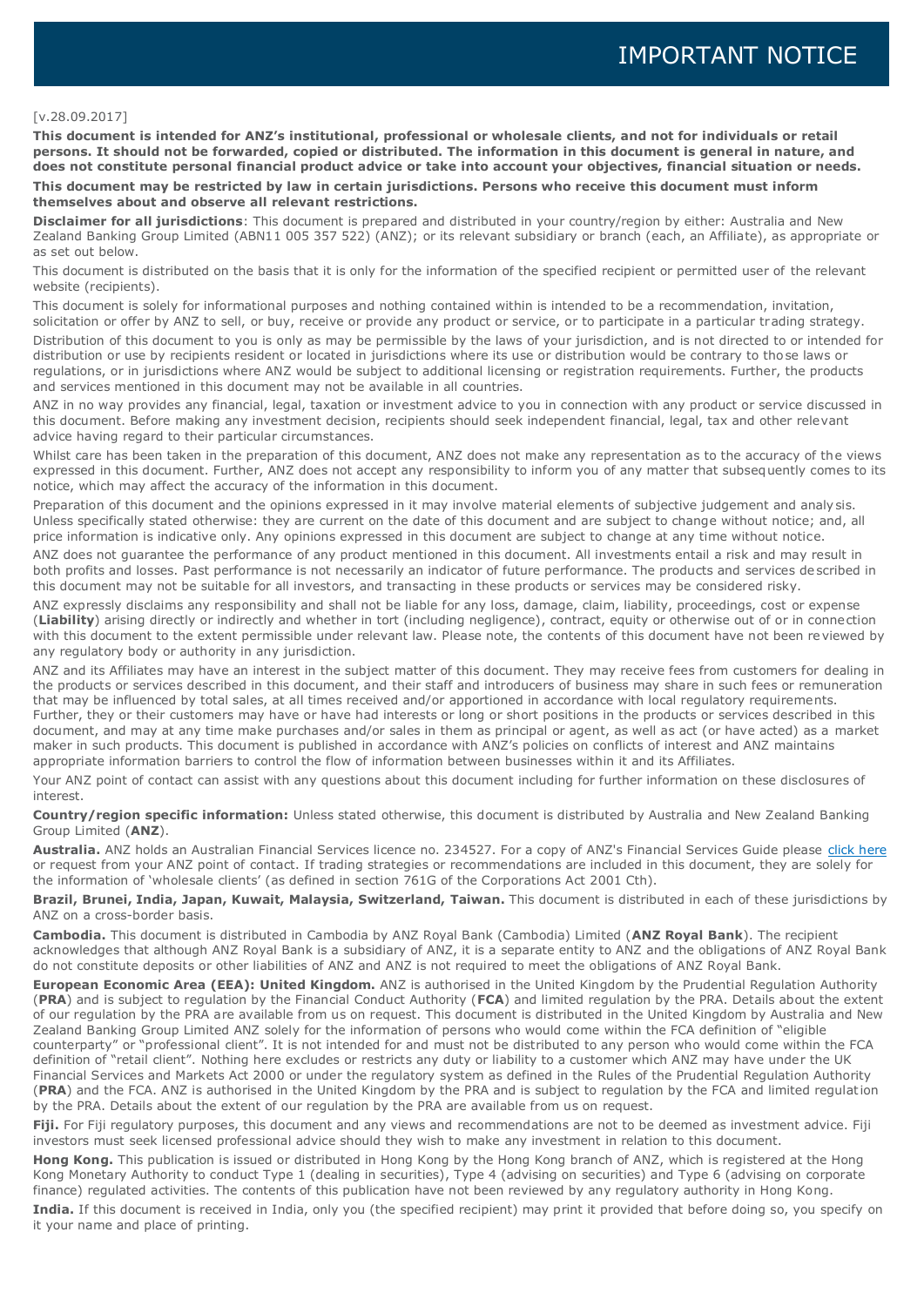# IMPORTANT NOTICE

[v.28.09.2017]

**This document is intended for ANZ's institutional, professional or wholesale clients, and not for individuals or retail persons. It should not be forwarded, copied or distributed. The information in this document is general in nature, and does not constitute personal financial product advice or take into account your objectives, financial situation or needs.**

**This document may be restricted by law in certain jurisdictions. Persons who receive this document must inform themselves about and observe all relevant restrictions.**

**Disclaimer for all jurisdictions**: This document is prepared and distributed in your country/region by either: Australia and New Zealand Banking Group Limited (ABN11 005 357 522) (ANZ); or its relevant subsidiary or branch (each, an Affiliate), as appropriate or as set out below.

This document is distributed on the basis that it is only for the information of the specified recipient or permitted user of the relevant website (recipients).

This document is solely for informational purposes and nothing contained within is intended to be a recommendation, invitation, solicitation or offer by ANZ to sell, or buy, receive or provide any product or service, or to participate in a particular trading strategy.

Distribution of this document to you is only as may be permissible by the laws of your jurisdiction, and is not directed to or intended for distribution or use by recipients resident or located in jurisdictions where its use or distribution would be contrary to those laws or regulations, or in jurisdictions where ANZ would be subject to additional licensing or registration requirements. Further, the products and services mentioned in this document may not be available in all countries.

ANZ in no way provides any financial, legal, taxation or investment advice to you in connection with any product or service discussed in this document. Before making any investment decision, recipients should seek independent financial, legal, tax and other relevant advice having regard to their particular circumstances.

Whilst care has been taken in the preparation of this document, ANZ does not make any representation as to the accuracy of the views expressed in this document. Further, ANZ does not accept any responsibility to inform you of any matter that subsequently comes to its notice, which may affect the accuracy of the information in this document.

Preparation of this document and the opinions expressed in it may involve material elements of subjective judgement and analysis. Unless specifically stated otherwise: they are current on the date of this document and are subject to change without notice; and, all price information is indicative only. Any opinions expressed in this document are subject to change at any time without notice.

ANZ does not guarantee the performance of any product mentioned in this document. All investments entail a risk and may result in both profits and losses. Past performance is not necessarily an indicator of future performance. The products and services described in this document may not be suitable for all investors, and transacting in these products or services may be considered risky.

ANZ expressly disclaims any responsibility and shall not be liable for any loss, damage, claim, liability, proceedings, cost or expense (**Liability**) arising directly or indirectly and whether in tort (including negligence), contract, equity or otherwise out of or in connection with this document to the extent permissible under relevant law. Please note, the contents of this document have not been reviewed by any regulatory body or authority in any jurisdiction.

ANZ and its Affiliates may have an interest in the subject matter of this document. They may receive fees from customers for dealing in the products or services described in this document, and their staff and introducers of business may share in such fees or remuneration that may be influenced by total sales, at all times received and/or apportioned in accordance with local regulatory requirements. Further, they or their customers may have or have had interests or long or short positions in the products or services described in this document, and may at any time make purchases and/or sales in them as principal or agent, as well as act (or have acted) as a market maker in such products. This document is published in accordance with ANZ's policies on conflicts of interest and ANZ maintains appropriate information barriers to control the flow of information between businesses within it and its Affiliates.

Your ANZ point of contact can assist with any questions about this document including for further information on these disclosures of interest.

**Country/region specific information:** Unless stated otherwise, this document is distributed by Australia and New Zealand Banking Group Limited (**ANZ**).

**Australia.** ANZ holds an Australian Financial Services licence no. 234527. For a copy of ANZ's Financial Services Guide please click here or request from your ANZ point of contact. If trading strategies or recommendations are included in this document, they are solely for the information of 'wholesale clients' (as defined in section 761G of the Corporations Act 2001 Cth).

**Brazil, Brunei, India, Japan, Kuwait, Malaysia, Switzerland, Taiwan.** This document is distributed in each of these jurisdictions by ANZ on a cross-border basis.

**Cambodia.** This document is distributed in Cambodia by ANZ Royal Bank (Cambodia) Limited (**ANZ Royal Bank**). The recipient acknowledges that although ANZ Royal Bank is a subsidiary of ANZ, it is a separate entity to ANZ and the obligations of ANZ Royal Bank do not constitute deposits or other liabilities of ANZ and ANZ is not required to meet the obligations of ANZ Royal Bank.

**European Economic Area (EEA): United Kingdom.** ANZ is authorised in the United Kingdom by the Prudential Regulation Authority (**PRA**) and is subject to regulation by the Financial Conduct Authority (**FCA**) and limited regulation by the PRA. Details about the extent of our regulation by the PRA are available from us on request. This document is distributed in the United Kingdom by Australia and New Zealand Banking Group Limited ANZ solely for the information of persons who would come within the FCA definition of "eligible counterparty" or "professional client". It is not intended for and must not be distributed to any person who would come within the FCA definition of "retail client". Nothing here excludes or restricts any duty or liability to a customer which ANZ may have under the UK Financial Services and Markets Act 2000 or under the regulatory system as defined in the Rules of the Prudential Regulation Authority (**PRA**) and the FCA. ANZ is authorised in the United Kingdom by the PRA and is subject to regulation by the FCA and limited regulation by the PRA. Details about the extent of our regulation by the PRA are available from us on request.

**Fiji.** For Fiji regulatory purposes, this document and any views and recommendations are not to be deemed as investment advice. Fiji investors must seek licensed professional advice should they wish to make any investment in relation to this document.

**Hong Kong.** This publication is issued or distributed in Hong Kong by the Hong Kong branch of ANZ, which is registered at the Hong Kong Monetary Authority to conduct Type 1 (dealing in securities), Type 4 (advising on securities) and Type 6 (advising on corporate finance) regulated activities. The contents of this publication have not been reviewed by any regulatory authority in Hong Kong.

**India.** If this document is received in India, only you (the specified recipient) may print it provided that before doing so, you specify on it your name and place of printing.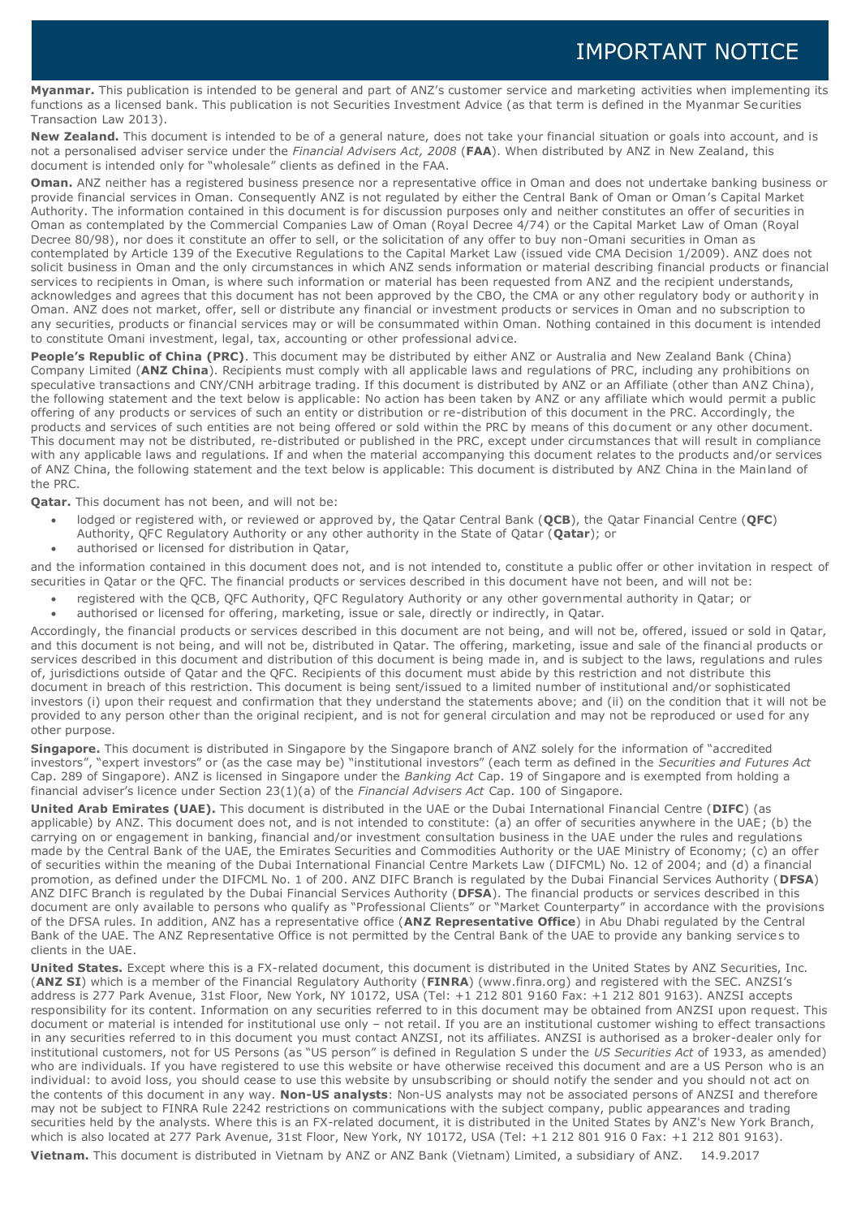# IMPORTANT NOTICE

**Myanmar.** This publication is intended to be general and part of ANZ's customer service and marketing activities when implementing its functions as a licensed bank. This publication is not Securities Investment Advice (as that term is defined in the Myanmar Securities Transaction Law 2013).

**New Zealand.** This document is intended to be of a general nature, does not take your financial situation or goals into account, and is not a personalised adviser service under the *Financial Advisers Act, 2008* (**FAA**). When distributed by ANZ in New Zealand, this document is intended only for "wholesale" clients as defined in the FAA.

**Oman.** ANZ neither has a registered business presence nor a representative office in Oman and does not undertake banking business or provide financial services in Oman. Consequently ANZ is not regulated by either the Central Bank of Oman or Oman's Capital Market Authority. The information contained in this document is for discussion purposes only and neither constitutes an offer of securities in Oman as contemplated by the Commercial Companies Law of Oman (Royal Decree 4/74) or the Capital Market Law of Oman (Royal Decree 80/98), nor does it constitute an offer to sell, or the solicitation of any offer to buy non-Omani securities in Oman as contemplated by Article 139 of the Executive Regulations to the Capital Market Law (issued vide CMA Decision 1/2009). ANZ does not solicit business in Oman and the only circumstances in which ANZ sends information or material describing financial products or financial services to recipients in Oman, is where such information or material has been requested from ANZ and the recipient understands, acknowledges and agrees that this document has not been approved by the CBO, the CMA or any other regulatory body or authority in Oman. ANZ does not market, offer, sell or distribute any financial or investment products or services in Oman and no subscription to any securities, products or financial services may or will be consummated within Oman. Nothing contained in this document is intended to constitute Omani investment, legal, tax, accounting or other professional advice.

**People's Republic of China (PRC)**. This document may be distributed by either ANZ or Australia and New Zealand Bank (China) Company Limited (**ANZ China**). Recipients must comply with all applicable laws and regulations of PRC, including any prohibitions on speculative transactions and CNY/CNH arbitrage trading. If this document is distributed by ANZ or an Affiliate (other than ANZ China), the following statement and the text below is applicable: No action has been taken by ANZ or any affiliate which would permit a public offering of any products or services of such an entity or distribution or re-distribution of this document in the PRC. Accordingly, the products and services of such entities are not being offered or sold within the PRC by means of this document or any other document. This document may not be distributed, re-distributed or published in the PRC, except under circumstances that will result in compliance with any applicable laws and regulations. If and when the material accompanying this document relates to the products and/or services of ANZ China, the following statement and the text below is applicable: This document is distributed by ANZ China in the Mainland of the PRC.

**Qatar.** This document has not been, and will not be:

- lodged or registered with, or reviewed or approved by, the Qatar Central Bank (**QCB**), the Qatar Financial Centre (**QFC**) Authority, QFC Regulatory Authority or any other authority in the State of Qatar (**Qatar**); or
- authorised or licensed for distribution in Qatar,

and the information contained in this document does not, and is not intended to, constitute a public offer or other invitation in respect of securities in Qatar or the QFC. The financial products or services described in this document have not been, and will not be:

- registered with the QCB, QFC Authority, QFC Regulatory Authority or any other governmental authority in Qatar; or
- authorised or licensed for offering, marketing, issue or sale, directly or indirectly, in Qatar.

Accordingly, the financial products or services described in this document are not being, and will not be, offered, issued or sold in Qatar, and this document is not being, and will not be, distributed in Qatar. The offering, marketing, issue and sale of the financial products or services described in this document and distribution of this document is being made in, and is subject to the laws, regulations and rules of, jurisdictions outside of Qatar and the QFC. Recipients of this document must abide by this restriction and not distribute this document in breach of this restriction. This document is being sent/issued to a limited number of institutional and/or sophisticated investors (i) upon their request and confirmation that they understand the statements above; and (ii) on the condition that it will not be provided to any person other than the original recipient, and is not for general circulation and may not be reproduced or used for any other purpose.

**Singapore.** This document is distributed in Singapore by the Singapore branch of ANZ solely for the information of "accredited investors", "expert investors" or (as the case may be) "institutional investors" (each term as defined in the *Securities and Futures Act* Cap. 289 of Singapore). ANZ is licensed in Singapore under the *Banking Act* Cap. 19 of Singapore and is exempted from holding a financial adviser's licence under Section 23(1)(a) of the *Financial Advisers Act* Cap. 100 of Singapore.

**United Arab Emirates (UAE).** This document is distributed in the UAE or the Dubai International Financial Centre (**DIFC**) (as applicable) by ANZ. This document does not, and is not intended to constitute: (a) an offer of securities anywhere in the UAE; (b) the carrying on or engagement in banking, financial and/or investment consultation business in the UAE under the rules and regulations made by the Central Bank of the UAE, the Emirates Securities and Commodities Authority or the UAE Ministry of Economy; (c) an offer of securities within the meaning of the Dubai International Financial Centre Markets Law (DIFCML) No. 12 of 2004; and (d) a financial promotion, as defined under the DIFCML No. 1 of 200. ANZ DIFC Branch is regulated by the Dubai Financial Services Authority (**DFSA**) ANZ DIFC Branch is regulated by the Dubai Financial Services Authority (**DFSA**). The financial products or services described in this document are only available to persons who qualify as "Professional Clients" or "Market Counterparty" in accordance with the provisions of the DFSA rules. In addition, ANZ has a representative office (**ANZ Representative Office**) in Abu Dhabi regulated by the Central Bank of the UAE. The ANZ Representative Office is not permitted by the Central Bank of the UAE to provide any banking services to clients in the UAE.

**United States.** Except where this is a FX-related document, this document is distributed in the United States by ANZ Securities, Inc. (**ANZ SI**) which is a member of the Financial Regulatory Authority (**FINRA**) (www.finra.org) and registered with the SEC. ANZSI's address is 277 Park Avenue, 31st Floor, New York, NY 10172, USA (Tel: +1 212 801 9160 Fax: +1 212 801 9163). ANZSI accepts responsibility for its content. Information on any securities referred to in this document may be obtained from ANZSI upon request. This document or material is intended for institutional use only – not retail. If you are an institutional customer wishing to effect transactions in any securities referred to in this document you must contact ANZSI, not its affiliates. ANZSI is authorised as a broker-dealer only for institutional customers, not for US Persons (as "US person" is defined in Regulation S under the *US Securities Act* of 1933, as amended) who are individuals. If you have registered to use this website or have otherwise received this document and are a US Person who is an individual: to avoid loss, you should cease to use this website by unsubscribing or should notify the sender and you should not act on the contents of this document in any way. **Non-US analysts**: Non-US analysts may not be associated persons of ANZSI and therefore may not be subject to FINRA Rule 2242 restrictions on communications with the subject company, public appearances and trading securities held by the analysts. Where this is an FX-related document, it is distributed in the United States by ANZ's New York Branch, which is also located at 277 Park Avenue, 31st Floor, New York, NY 10172, USA (Tel: +1 212 801 916 0 Fax: +1 212 801 9163).

**Vietnam.** This document is distributed in Vietnam by ANZ or ANZ Bank (Vietnam) Limited, a subsidiary of ANZ. 14.9.2017